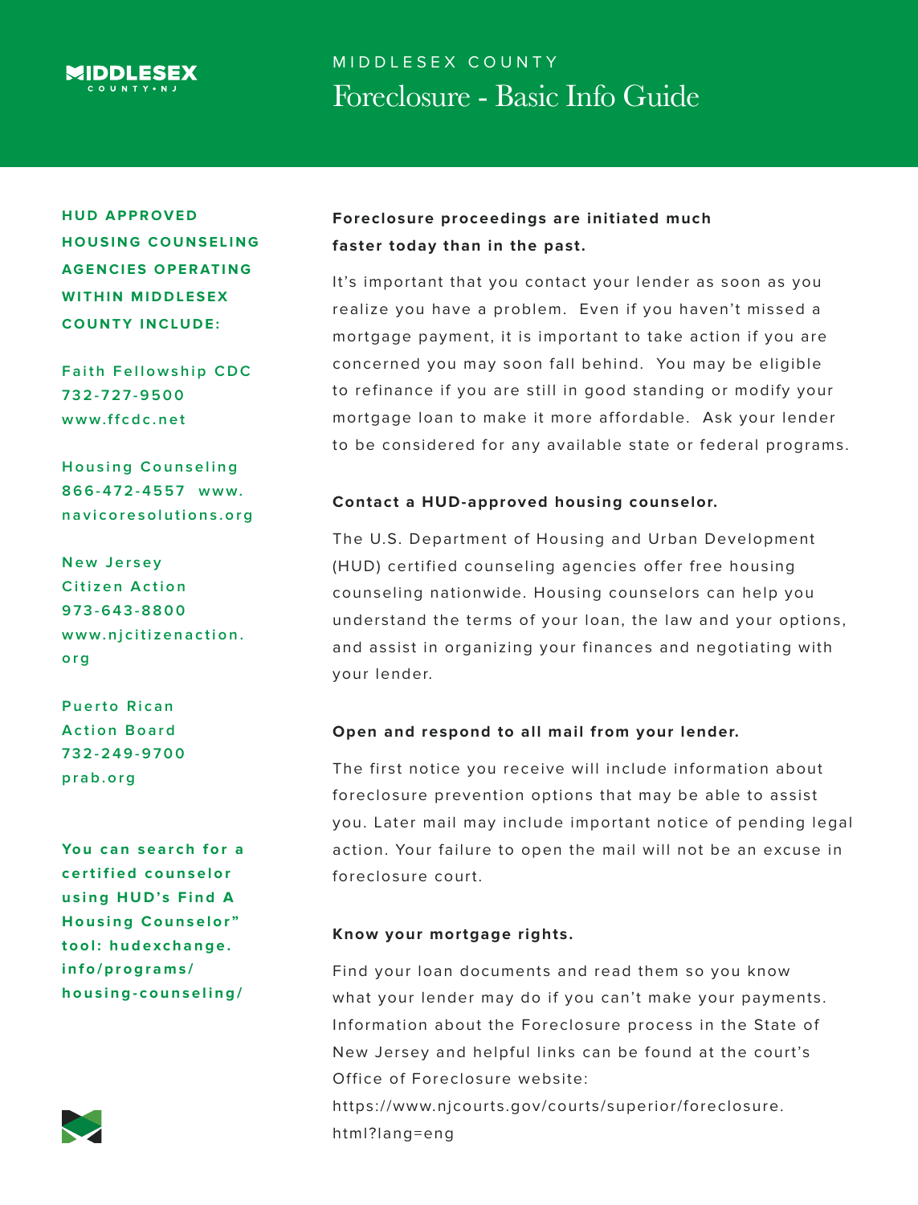MIDDLESEX COUNTY • NJ

# MIDDLESEX COUNTY Foreclosure - Basic Info Guide

**Foreclosure proceedings are initiated much faster today than in the past.**

It's important that you contact your lender as soon as you realize you have a problem. Even if you haven't missed a mortgage payment, it is important to take action if you are concerned you may soon fall behind. You may be eligible to refinance if you are still in good standing or modify your mortgage loan to make it more affordable. Ask your lender to be considered for any available state or federal programs.

**Contact a HUD-approved housing counselor.**

The U.S. Department of Housing and Urban Development (HUD) certified counseling agencies offer free housing counseling nationwide. Housing counselors can help you understand the terms of your loan, the law and your options, and assist in organizing your finances and negotiating with your lender.

**Open and respond to all mail from your lender.**

The first notice you receive will include information about foreclosure prevention options that may be able to assist you. Later mail may include important notice of pending legal action. Your failure to open the mail will not be an excuse in foreclosure court.

**Know your mortgage rights.**

Find your loan documents and read them so you know what your lender may do if you can't make your payments. Information about the Foreclosure process in the State of New Jersey and helpful links can be found at the court's Office of Foreclosure website: https://www.njcourts.gov/courts/superior/foreclosure.html?lang=eng

**HUD APPROVED HOUSING COUNSELING AGENCIES OPERATING WITHIN MIDDLESEX COUNTY INCLUDE:**

Faith Fellowship CDC
732-727-9500
www.ffcdc.net

Housing Counseling
866-472-4557 www.navicoresolutions.org

New Jersey Citizen Action
973-643-8800
www.njcitizenaction.org

Puerto Rican Action Board
732-249-9700
prab.org

**You can search for a certified counselor using HUD's Find A Housing Counselor" tool: hudexchange.info/programs/housing-counseling/**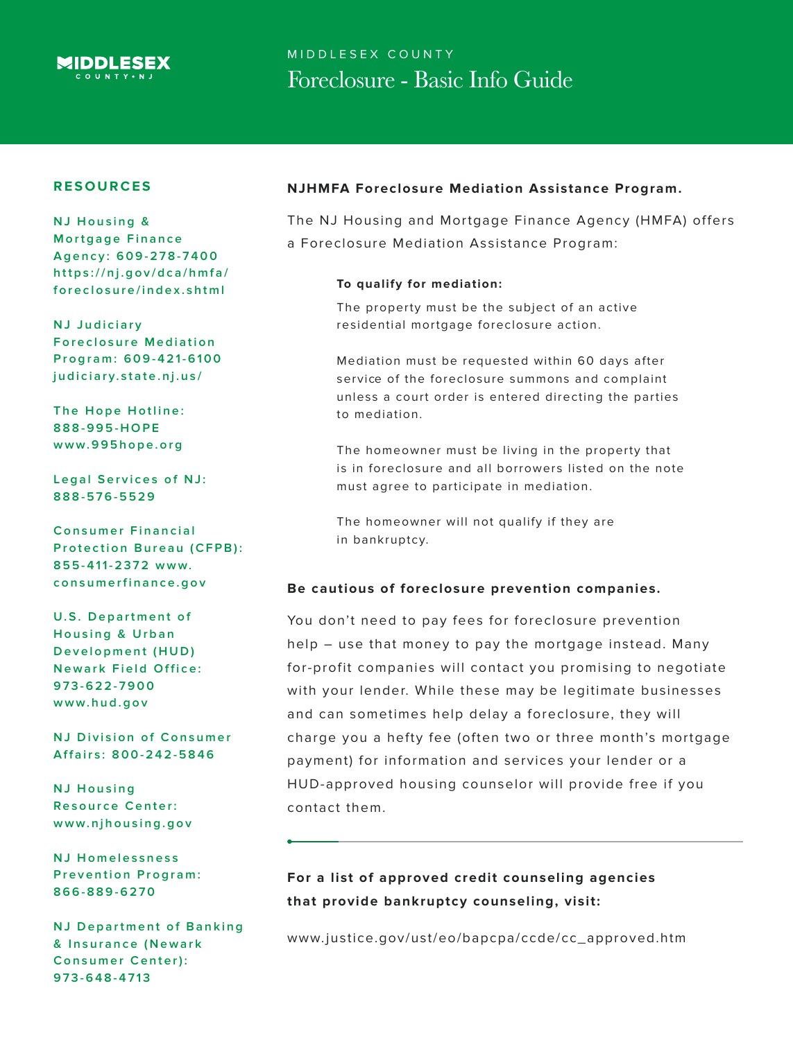MIDDLESEX COUNTY

# Foreclosure - Basic Info Guide

## RESOURCES

**NJ Housing & Mortgage Finance Agency: 609-278-7400**
**https://nj.gov/dca/hmfa/foreclosure/index.shtml**

**NJ Judiciary Foreclosure Mediation Program: 609-421-6100**
**judiciary.state.nj.us/**

**The Hope Hotline: 888-995-HOPE**
**www.995hope.org**

**Legal Services of NJ: 888-576-5529**

**Consumer Financial Protection Bureau (CFPB): 855-411-2372 www.consumerfinance.gov**

**U.S. Department of Housing & Urban Development (HUD) Newark Field Office: 973-622-7900**
**www.hud.gov**

**NJ Division of Consumer Affairs: 800-242-5846**

**NJ Housing Resource Center: www.njhousing.gov**

**NJ Homelessness Prevention Program: 866-889-6270**

**NJ Department of Banking & Insurance (Newark Consumer Center): 973-648-4713**

**NJHMFA Foreclosure Mediation Assistance Program.**

The NJ Housing and Mortgage Finance Agency (HMFA) offers a Foreclosure Mediation Assistance Program:

**To qualify for mediation:**

The property must be the subject of an active residential mortgage foreclosure action.

Mediation must be requested within 60 days after service of the foreclosure summons and complaint unless a court order is entered directing the parties to mediation.

The homeowner must be living in the property that is in foreclosure and all borrowers listed on the note must agree to participate in mediation.

The homeowner will not qualify if they are in bankruptcy.

**Be cautious of foreclosure prevention companies.**

You don't need to pay fees for foreclosure prevention help – use that money to pay the mortgage instead. Many for-profit companies will contact you promising to negotiate with your lender. While these may be legitimate businesses and can sometimes help delay a foreclosure, they will charge you a hefty fee (often two or three month's mortgage payment) for information and services your lender or a HUD-approved housing counselor will provide free if you contact them.

---

**For a list of approved credit counseling agencies that provide bankruptcy counseling, visit:**

www.justice.gov/ust/eo/bapcpa/ccde/cc_approved.htm